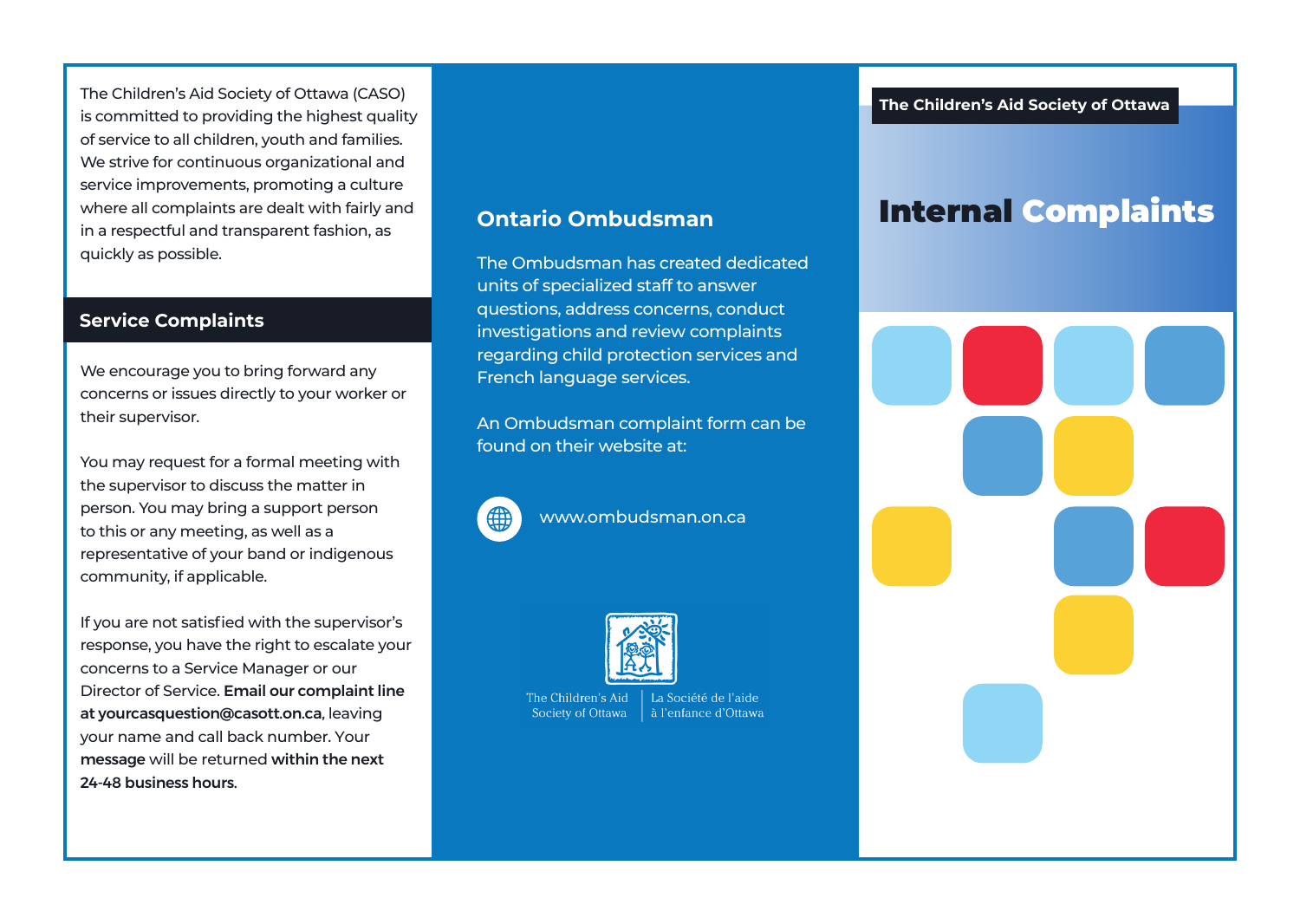The Children's Aid Society of Ottawa (CASO) is committed to providing the highest quality of service to all children, youth and families. We strive for continuous organizational and service improvements, promoting a culture where all complaints are dealt with fairly and in a respectful and transparent fashion, as quickly as possible.

## Service Complaints

We encourage you to bring forward any concerns or issues directly to your worker or their supervisor.

You may request for a formal meeting with the supervisor to discuss the matter in person. You may bring a support person to this or any meeting, as well as a representative of your band or indigenous community, if applicable.

If you are not satisfied with the supervisor's response, you have the right to escalate your concerns to a Service Manager or our Director of Service. **Email our complaint line at yourcasquestion@casott.on.ca**, leaving your name and call back number. Your **message** will be returned **within the next 24-48 business hours**.

## Ontario Ombudsman

The Ombudsman has created dedicated units of specialized staff to answer questions, address concerns, conduct investigations and review complaints regarding child protection services and French language services.

An Ombudsman complaint form can be found on their website at:

www.ombudsman.on.ca

The Children's Aid Society of Ottawa | La Société de l'aide à l'enfance d'Ottawa

**The Children's Aid Society of Ottawa**

# Internal Complaints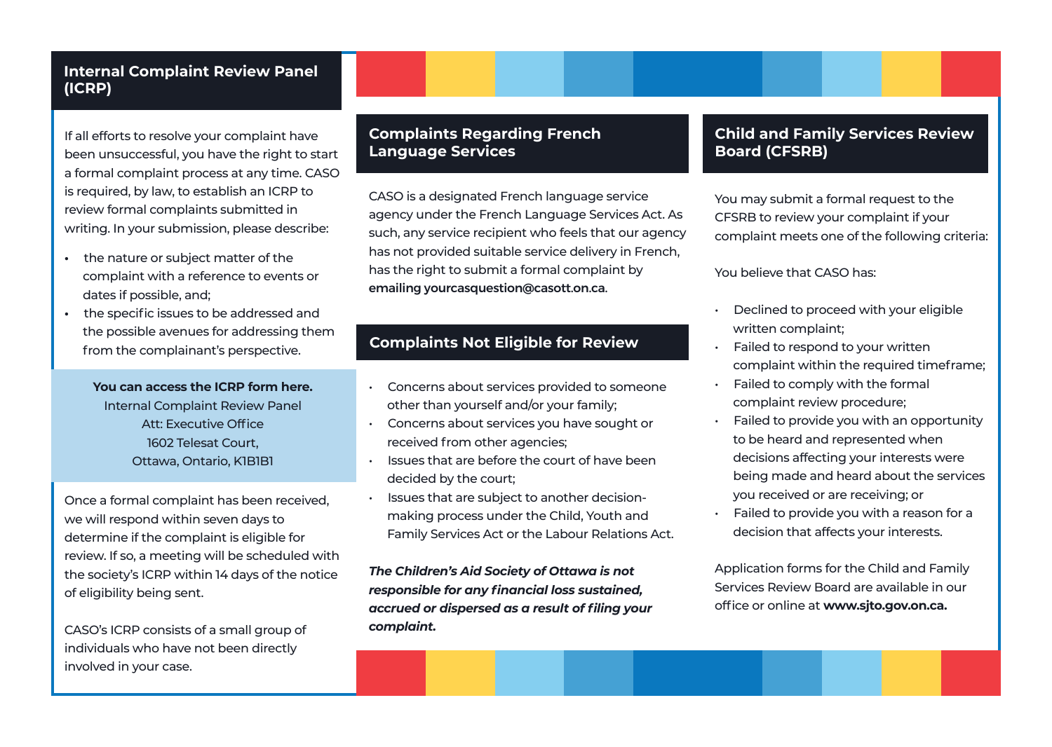## Internal Complaint Review Panel (ICRP)

If all efforts to resolve your complaint have been unsuccessful, you have the right to start a formal complaint process at any time. CASO is required, by law, to establish an ICRP to review formal complaints submitted in writing. In your submission, please describe:

- the nature or subject matter of the complaint with a reference to events or dates if possible, and;
- the specific issues to be addressed and the possible avenues for addressing them from the complainant's perspective.

**You can access the ICRP form here.**
Internal Complaint Review Panel
Att: Executive Office
1602 Telesat Court,
Ottawa, Ontario, K1B1B1

Once a formal complaint has been received, we will respond within seven days to determine if the complaint is eligible for review. If so, a meeting will be scheduled with the society's ICRP within 14 days of the notice of eligibility being sent.

CASO's ICRP consists of a small group of individuals who have not been directly involved in your case.

## Complaints Regarding French Language Services

CASO is a designated French language service agency under the French Language Services Act. As such, any service recipient who feels that our agency has not provided suitable service delivery in French, has the right to submit a formal complaint by **emailing yourcasquestion@casott.on.ca**.

## Complaints Not Eligible for Review

- Concerns about services provided to someone other than yourself and/or your family;
- Concerns about services you have sought or received from other agencies;
- Issues that are before the court of have been decided by the court;
- Issues that are subject to another decision-making process under the Child, Youth and Family Services Act or the Labour Relations Act.

***The Children's Aid Society of Ottawa is not responsible for any financial loss sustained, accrued or dispersed as a result of filing your complaint.***

## Child and Family Services Review Board (CFSRB)

You may submit a formal request to the CFSRB to review your complaint if your complaint meets one of the following criteria:

You believe that CASO has:

- Declined to proceed with your eligible written complaint;
- Failed to respond to your written complaint within the required timeframe;
- Failed to comply with the formal complaint review procedure;
- Failed to provide you with an opportunity to be heard and represented when decisions affecting your interests were being made and heard about the services you received or are receiving; or
- Failed to provide you with a reason for a decision that affects your interests.

Application forms for the Child and Family Services Review Board are available in our office or online at **www.sjto.gov.on.ca.**